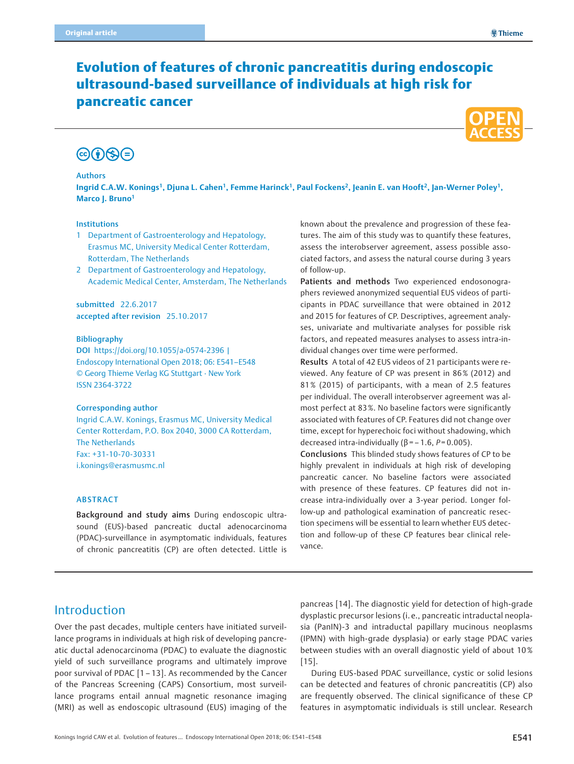Original article

# Evolution of features of chronic pancreatitis during endoscopic ultrasound-based surveillance of individuals at high risk for pancreatic cancer

**Authors**

**Ingrid C.A.W. Konings[1], Djuna L. Cahen[1], Femme Harinck[1], Paul Fockens[2], Jeanin E. van Hooft[2], Jan-Werner Poley[1], Marco J. Bruno[1]**

**Institutions**

1. Department of Gastroenterology and Hepatology, Erasmus MC, University Medical Center Rotterdam, Rotterdam, The Netherlands
2. Department of Gastroenterology and Hepatology, Academic Medical Center, Amsterdam, The Netherlands

**submitted** 22.6.2017
**accepted after revision** 25.10.2017

**Bibliography**

**DOI** https://doi.org/10.1055/a-0574-2396 |
Endoscopy International Open 2018; 06: E541–E548
© Georg Thieme Verlag KG Stuttgart · New York
ISSN 2364-3722

**Corresponding author**

Ingrid C.A.W. Konings, Erasmus MC, University Medical Center Rotterdam, P.O. Box 2040, 3000 CA Rotterdam, The Netherlands
Fax: +31-10-70-30331
i.konings@erasmusmc.nl

## ABSTRACT

**Background and study aims** During endoscopic ultrasound (EUS)-based pancreatic ductal adenocarcinoma (PDAC)-surveillance in asymptomatic individuals, features of chronic pancreatitis (CP) are often detected. Little is known about the prevalence and progression of these features. The aim of this study was to quantify these features, assess the interobserver agreement, assess possible associated factors, and assess the natural course during 3 years of follow-up.

**Patients and methods** Two experienced endosonographers reviewed anonymized sequential EUS videos of participants in PDAC surveillance that were obtained in 2012 and 2015 for features of CP. Descriptives, agreement analyses, univariate and multivariate analyses for possible risk factors, and repeated measures analyses to assess intra-individual changes over time were performed.

**Results** A total of 42 EUS videos of 21 participants were reviewed. Any feature of CP was present in 86 % (2012) and 81 % (2015) of participants, with a mean of 2.5 features per individual. The overall interobserver agreement was almost perfect at 83 %. No baseline factors were significantly associated with features of CP. Features did not change over time, except for hyperechoic foci without shadowing, which decreased intra-individually ($\beta = -1.6$, $P = 0.005$).

**Conclusions** This blinded study shows features of CP to be highly prevalent in individuals at high risk of developing pancreatic cancer. No baseline factors were associated with presence of these features. CP features did not increase intra-individually over a 3-year period. Longer follow-up and pathological examination of pancreatic resection specimens will be essential to learn whether EUS detection and follow-up of these CP features bear clinical relevance.

## Introduction

Over the past decades, multiple centers have initiated surveillance programs in individuals at high risk of developing pancreatic ductal adenocarcinoma (PDAC) to evaluate the diagnostic yield of such surveillance programs and ultimately improve poor survival of PDAC [1–13]. As recommended by the Cancer of the Pancreas Screening (CAPS) Consortium, most surveillance programs entail annual magnetic resonance imaging (MRI) as well as endoscopic ultrasound (EUS) imaging of the pancreas [14]. The diagnostic yield for detection of high-grade dysplastic precursor lesions (i. e., pancreatic intraductal neoplasia (PanIN)-3 and intraductal papillary mucinous neoplasms (IPMN) with high-grade dysplasia) or early stage PDAC varies between studies with an overall diagnostic yield of about 10 % [15].

During EUS-based PDAC surveillance, cystic or solid lesions can be detected and features of chronic pancreatitis (CP) also are frequently observed. The clinical significance of these CP features in asymptomatic individuals is still unclear. Research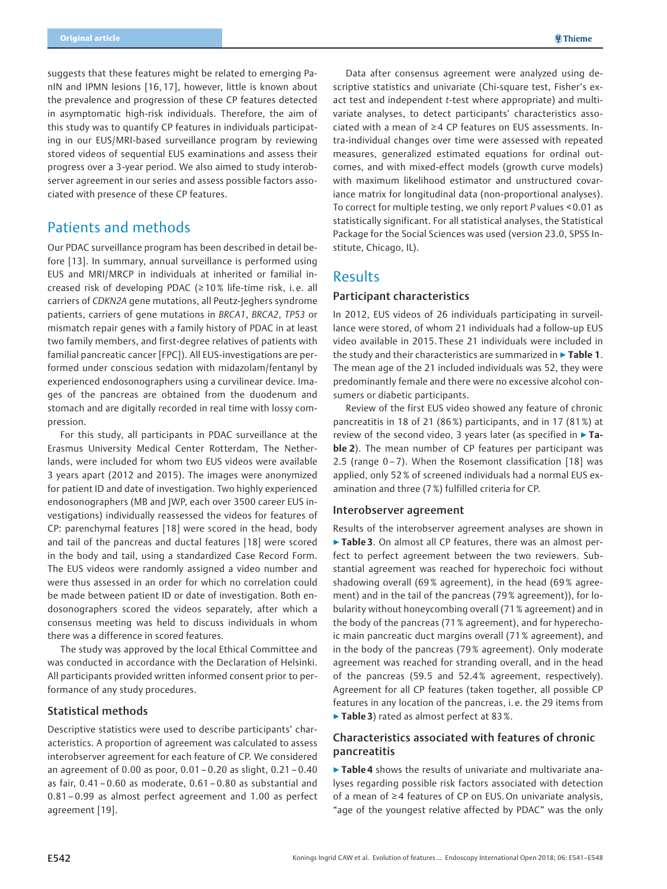suggests that these features might be related to emerging PanIN and IPMN lesions [16, 17], however, little is known about the prevalence and progression of these CP features detected in asymptomatic high-risk individuals. Therefore, the aim of this study was to quantify CP features in individuals participating in our EUS/MRI-based surveillance program by reviewing stored videos of sequential EUS examinations and assess their progress over a 3-year period. We also aimed to study interobserver agreement in our series and assess possible factors associated with presence of these CP features.

## Patients and methods

Our PDAC surveillance program has been described in detail before [13]. In summary, annual surveillance is performed using EUS and MRI/MRCP in individuals at inherited or familial increased risk of developing PDAC (≥ 10 % life-time risk, i. e. all carriers of *CDKN2A* gene mutations, all Peutz-Jeghers syndrome patients, carriers of gene mutations in *BRCA1*, *BRCA2*, *TP53* or mismatch repair genes with a family history of PDAC in at least two family members, and first-degree relatives of patients with familial pancreatic cancer [FPC]). All EUS-investigations are performed under conscious sedation with midazolam/fentanyl by experienced endosonographers using a curvilinear device. Images of the pancreas are obtained from the duodenum and stomach and are digitally recorded in real time with lossy compression.

For this study, all participants in PDAC surveillance at the Erasmus University Medical Center Rotterdam, The Netherlands, were included for whom two EUS videos were available 3 years apart (2012 and 2015). The images were anonymized for patient ID and date of investigation. Two highly experienced endosonographers (MB and JWP, each over 3500 career EUS investigations) individually reassessed the videos for features of CP: parenchymal features [18] were scored in the head, body and tail of the pancreas and ductal features [18] were scored in the body and tail, using a standardized Case Record Form. The EUS videos were randomly assigned a video number and were thus assessed in an order for which no correlation could be made between patient ID or date of investigation. Both endosonographers scored the videos separately, after which a consensus meeting was held to discuss individuals in whom there was a difference in scored features.

The study was approved by the local Ethical Committee and was conducted in accordance with the Declaration of Helsinki. All participants provided written informed consent prior to performance of any study procedures.

### Statistical methods

Descriptive statistics were used to describe participants' characteristics. A proportion of agreement was calculated to assess interobserver agreement for each feature of CP. We considered an agreement of 0.00 as poor, 0.01 – 0.20 as slight, 0.21 – 0.40 as fair, 0.41 – 0.60 as moderate, 0.61 – 0.80 as substantial and 0.81 – 0.99 as almost perfect agreement and 1.00 as perfect agreement [19].

Data after consensus agreement were analyzed using descriptive statistics and univariate (Chi-square test, Fisher's exact test and independent *t*-test where appropriate) and multivariate analyses, to detect participants' characteristics associated with a mean of ≥ 4 CP features on EUS assessments. Intra-individual changes over time were assessed with repeated measures, generalized estimated equations for ordinal outcomes, and with mixed-effect models (growth curve models) with maximum likelihood estimator and unstructured covariance matrix for longitudinal data (non-proportional analyses). To correct for multiple testing, we only report *P* values < 0.01 as statistically significant. For all statistical analyses, the Statistical Package for the Social Sciences was used (version 23.0, SPSS Institute, Chicago, IL).

## Results

### Participant characteristics

In 2012, EUS videos of 26 individuals participating in surveillance were stored, of whom 21 individuals had a follow-up EUS video available in 2015. These 21 individuals were included in the study and their characteristics are summarized in ▶ **Table 1**. The mean age of the 21 included individuals was 52, they were predominantly female and there were no excessive alcohol consumers or diabetic participants.

Review of the first EUS video showed any feature of chronic pancreatitis in 18 of 21 (86 %) participants, and in 17 (81 %) at review of the second video, 3 years later (as specified in ▶ **Table 2**). The mean number of CP features per participant was 2.5 (range 0 – 7). When the Rosemont classification [18] was applied, only 52 % of screened individuals had a normal EUS examination and three (7 %) fulfilled criteria for CP.

### Interobserver agreement

Results of the interobserver agreement analyses are shown in ▶ **Table 3**. On almost all CP features, there was an almost perfect to perfect agreement between the two reviewers. Substantial agreement was reached for hyperechoic foci without shadowing overall (69 % agreement), in the head (69 % agreement) and in the tail of the pancreas (79 % agreement)), for lobularity without honeycombing overall (71 % agreement) and in the body of the pancreas (71 % agreement), and for hyperechoic main pancreatic duct margins overall (71 % agreement), and in the body of the pancreas (79 % agreement). Only moderate agreement was reached for stranding overall, and in the head of the pancreas (59.5 and 52.4 % agreement, respectively). Agreement for all CP features (taken together, all possible CP features in any location of the pancreas, i. e. the 29 items from ▶ **Table 3**) rated as almost perfect at 83 %.

### Characteristics associated with features of chronic pancreatitis

▶ **Table 4** shows the results of univariate and multivariate analyses regarding possible risk factors associated with detection of a mean of ≥ 4 features of CP on EUS. On univariate analysis, "age of the youngest relative affected by PDAC" was the only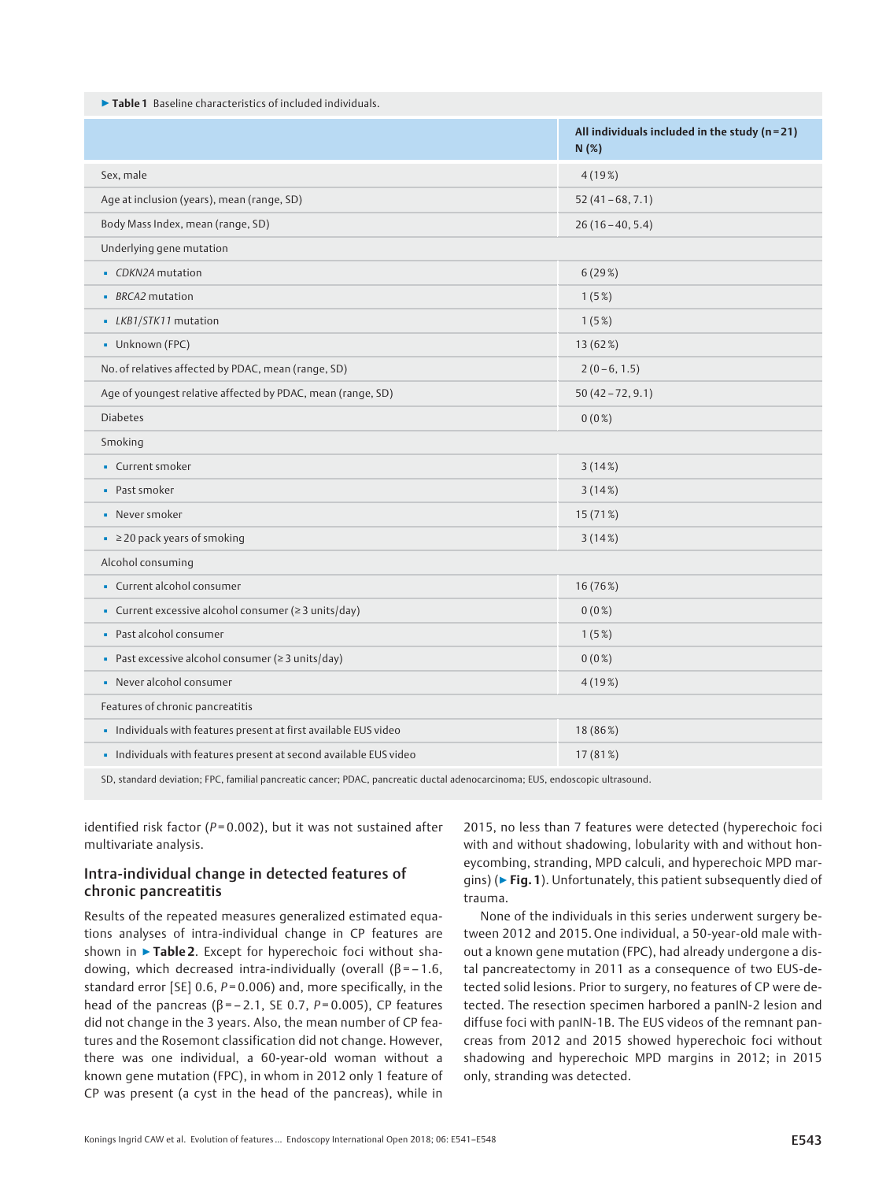▶ **Table 1** Baseline characteristics of included individuals.

| | All individuals included in the study (n = 21) N (%) |
|---|---|
| Sex, male | 4 (19 %) |
| Age at inclusion (years), mean (range, SD) | 52 (41 – 68, 7.1) |
| Body Mass Index, mean (range, SD) | 26 (16 – 40, 5.4) |
| Underlying gene mutation | |
| ▪ *CDKN2A* mutation | 6 (29 %) |
| ▪ *BRCA2* mutation | 1 (5 %) |
| ▪ *LKB1/STK11* mutation | 1 (5 %) |
| ▪ Unknown (FPC) | 13 (62 %) |
| No. of relatives affected by PDAC, mean (range, SD) | 2 (0 – 6, 1.5) |
| Age of youngest relative affected by PDAC, mean (range, SD) | 50 (42 – 72, 9.1) |
| Diabetes | 0 (0 %) |
| Smoking | |
| ▪ Current smoker | 3 (14 %) |
| ▪ Past smoker | 3 (14 %) |
| ▪ Never smoker | 15 (71 %) |
| ▪ ≥ 20 pack years of smoking | 3 (14 %) |
| Alcohol consuming | |
| ▪ Current alcohol consumer | 16 (76 %) |
| ▪ Current excessive alcohol consumer (≥ 3 units/day) | 0 (0 %) |
| ▪ Past alcohol consumer | 1 (5 %) |
| ▪ Past excessive alcohol consumer (≥ 3 units/day) | 0 (0 %) |
| ▪ Never alcohol consumer | 4 (19 %) |
| Features of chronic pancreatitis | |
| ▪ Individuals with features present at first available EUS video | 18 (86 %) |
| ▪ Individuals with features present at second available EUS video | 17 (81 %) |

SD, standard deviation; FPC, familial pancreatic cancer; PDAC, pancreatic ductal adenocarcinoma; EUS, endoscopic ultrasound.

identified risk factor ($P = 0.002$), but it was not sustained after multivariate analysis.

## Intra-individual change in detected features of chronic pancreatitis

Results of the repeated measures generalized estimated equations analyses of intra-individual change in CP features are shown in ▶ **Table 2**. Except for hyperechoic foci without shadowing, which decreased intra-individually (overall ($\beta = -1.6$, standard error [SE] 0.6, $P = 0.006$) and, more specifically, in the head of the pancreas ($\beta = -2.1$, SE 0.7, $P = 0.005$), CP features did not change in the 3 years. Also, the mean number of CP features and the Rosemont classification did not change. However, there was one individual, a 60-year-old woman without a known gene mutation (FPC), in whom in 2012 only 1 feature of CP was present (a cyst in the head of the pancreas), while in 2015, no less than 7 features were detected (hyperechoic foci with and without shadowing, lobularity with and without honeycombing, stranding, MPD calculi, and hyperechoic MPD margins) (▶ **Fig. 1**). Unfortunately, this patient subsequently died of trauma.

None of the individuals in this series underwent surgery between 2012 and 2015. One individual, a 50-year-old male without a known gene mutation (FPC), had already undergone a distal pancreatectomy in 2011 as a consequence of two EUS-detected solid lesions. Prior to surgery, no features of CP were detected. The resection specimen harbored a panIN-2 lesion and diffuse foci with panIN-1B. The EUS videos of the remnant pancreas from 2012 and 2015 showed hyperechoic foci without shadowing and hyperechoic MPD margins in 2012; in 2015 only, stranding was detected.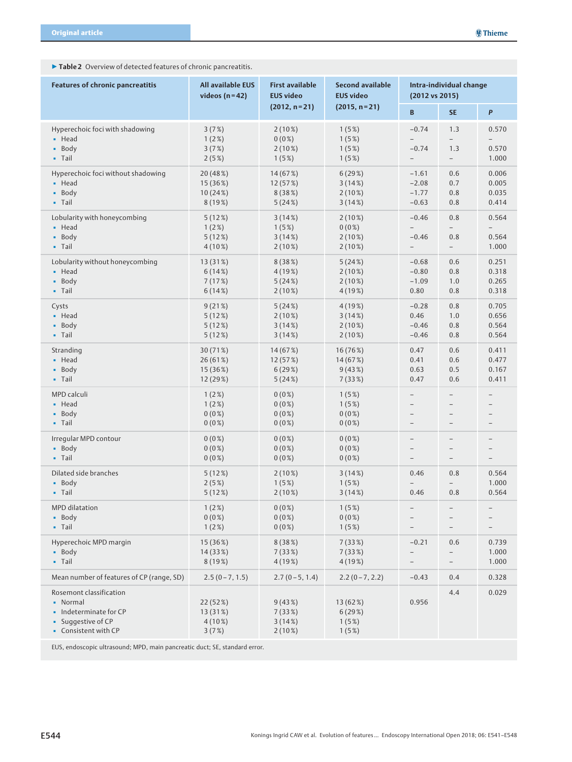**▶ Table 2** Overview of detected features of chronic pancreatitis.

| Features of chronic pancreatitis | All available EUS videos (n = 42) | First available EUS video (2012, n = 21) | Second available EUS video (2015, n = 21) | Intra-individual change (2012 vs 2015) | | |
|---|---|---|---|---|---|---|
| | | | | B | SE | *P* |
| Hyperechoic foci with shadowing | 3 (7 %) | 2 (10 %) | 1 (5 %) | −0.74 | 1.3 | 0.570 |
| ▪ Head | 1 (2 %) | 0 (0 %) | 1 (5 %) | – | – | – |
| ▪ Body | 3 (7 %) | 2 (10 %) | 1 (5 %) | −0.74 | 1.3 | 0.570 |
| ▪ Tail | 2 (5 %) | 1 (5 %) | 1 (5 %) | – | – | 1.000 |
| Hyperechoic foci without shadowing | 20 (48 %) | 14 (67 %) | 6 (29 %) | −1.61 | 0.6 | 0.006 |
| ▪ Head | 15 (36 %) | 12 (57 %) | 3 (14 %) | −2.08 | 0.7 | 0.005 |
| ▪ Body | 10 (24 %) | 8 (38 %) | 2 (10 %) | −1.77 | 0.8 | 0.035 |
| ▪ Tail | 8 (19 %) | 5 (24 %) | 3 (14 %) | −0.63 | 0.8 | 0.414 |
| Lobularity with honeycombing | 5 (12 %) | 3 (14 %) | 2 (10 %) | −0.46 | 0.8 | 0.564 |
| ▪ Head | 1 (2 %) | 1 (5 %) | 0 (0 %) | – | – | – |
| ▪ Body | 5 (12 %) | 3 (14 %) | 2 (10 %) | −0.46 | 0.8 | 0.564 |
| ▪ Tail | 4 (10 %) | 2 (10 %) | 2 (10 %) | – | – | 1.000 |
| Lobularity without honeycombing | 13 (31 %) | 8 (38 %) | 5 (24 %) | −0.68 | 0.6 | 0.251 |
| ▪ Head | 6 (14 %) | 4 (19 %) | 2 (10 %) | −0.80 | 0.8 | 0.318 |
| ▪ Body | 7 (17 %) | 5 (24 %) | 2 (10 %) | −1.09 | 1.0 | 0.265 |
| ▪ Tail | 6 (14 %) | 2 (10 %) | 4 (19 %) | 0.80 | 0.8 | 0.318 |
| Cysts | 9 (21 %) | 5 (24 %) | 4 (19 %) | −0.28 | 0.8 | 0.705 |
| ▪ Head | 5 (12 %) | 2 (10 %) | 3 (14 %) | 0.46 | 1.0 | 0.656 |
| ▪ Body | 5 (12 %) | 3 (14 %) | 2 (10 %) | −0.46 | 0.8 | 0.564 |
| ▪ Tail | 5 (12 %) | 3 (14 %) | 2 (10 %) | −0.46 | 0.8 | 0.564 |
| Stranding | 30 (71 %) | 14 (67 %) | 16 (76 %) | 0.47 | 0.6 | 0.411 |
| ▪ Head | 26 (61 %) | 12 (57 %) | 14 (67 %) | 0.41 | 0.6 | 0.477 |
| ▪ Body | 15 (36 %) | 6 (29 %) | 9 (43 %) | 0.63 | 0.5 | 0.167 |
| ▪ Tail | 12 (29 %) | 5 (24 %) | 7 (33 %) | 0.47 | 0.6 | 0.411 |
| MPD calculi | 1 (2 %) | 0 (0 %) | 1 (5 %) | – | – | – |
| ▪ Head | 1 (2 %) | 0 (0 %) | 1 (5 %) | – | – | – |
| ▪ Body | 0 (0 %) | 0 (0 %) | 0 (0 %) | – | – | – |
| ▪ Tail | 0 (0 %) | 0 (0 %) | 0 (0 %) | – | – | – |
| Irregular MPD contour | 0 (0 %) | 0 (0 %) | 0 (0 %) | – | – | – |
| ▪ Body | 0 (0 %) | 0 (0 %) | 0 (0 %) | – | – | – |
| ▪ Tail | 0 (0 %) | 0 (0 %) | 0 (0 %) | – | – | – |
| Dilated side branches | 5 (12 %) | 2 (10 %) | 3 (14 %) | 0.46 | 0.8 | 0.564 |
| ▪ Body | 2 (5 %) | 1 (5 %) | 1 (5 %) | – | – | 1.000 |
| ▪ Tail | 5 (12 %) | 2 (10 %) | 3 (14 %) | 0.46 | 0.8 | 0.564 |
| MPD dilatation | 1 (2 %) | 0 (0 %) | 1 (5 %) | – | – | – |
| ▪ Body | 0 (0 %) | 0 (0 %) | 0 (0 %) | – | – | – |
| ▪ Tail | 1 (2 %) | 0 (0 %) | 1 (5 %) | – | – | – |
| Hyperechoic MPD margin | 15 (36 %) | 8 (38 %) | 7 (33 %) | −0.21 | 0.6 | 0.739 |
| ▪ Body | 14 (33 %) | 7 (33 %) | 7 (33 %) | – | – | 1.000 |
| ▪ Tail | 8 (19 %) | 4 (19 %) | 4 (19 %) | – | – | 1.000 |
| Mean number of features of CP (range, SD) | 2.5 (0 – 7, 1.5) | 2.7 (0 – 5, 1.4) | 2.2 (0 – 7, 2.2) | −0.43 | 0.4 | 0.328 |
| Rosemont classification | | | | | 4.4 | 0.029 |
| ▪ Normal | 22 (52 %) | 9 (43 %) | 13 (62 %) | 0.956 | | |
| ▪ Indeterminate for CP | 13 (31 %) | 7 (33 %) | 6 (29 %) | | | |
| ▪ Suggestive of CP | 4 (10 %) | 3 (14 %) | 1 (5 %) | | | |
| ▪ Consistent with CP | 3 (7 %) | 2 (10 %) | 1 (5 %) | | | |

EUS, endoscopic ultrasound; MPD, main pancreatic duct; SE, standard error.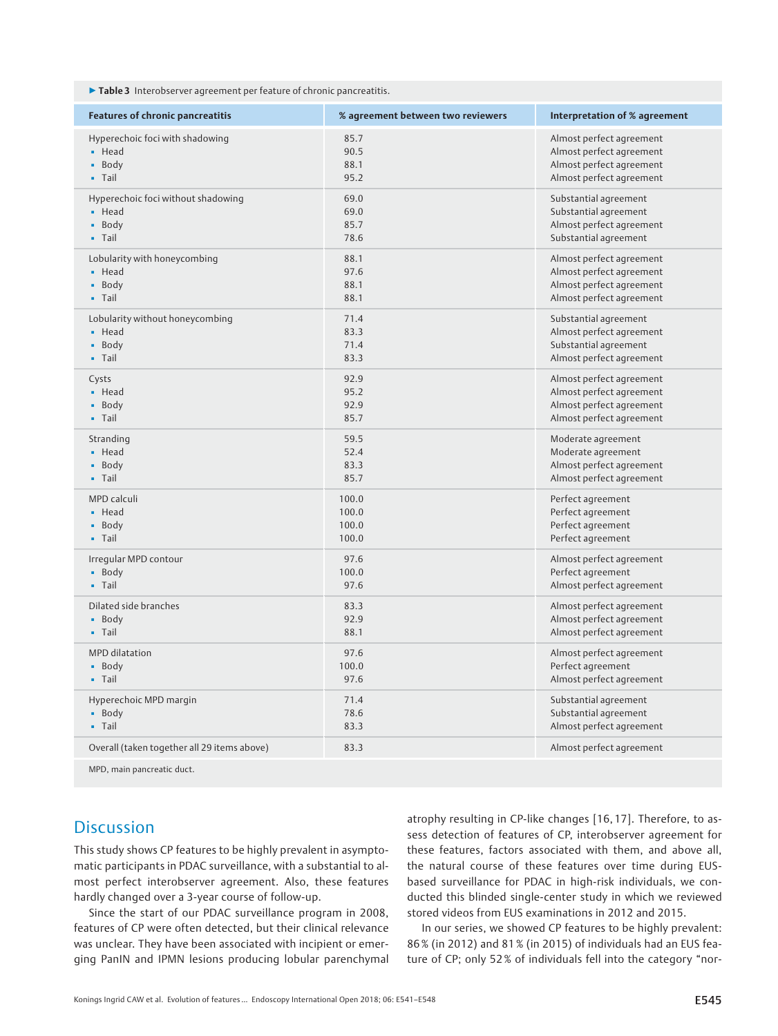**Table 3** Interobserver agreement per feature of chronic pancreatitis.

| Features of chronic pancreatitis | % agreement between two reviewers | Interpretation of % agreement |
|---|---|---|
| Hyperechoic foci with shadowing | 85.7 | Almost perfect agreement |
| ▪ Head | 90.5 | Almost perfect agreement |
| ▪ Body | 88.1 | Almost perfect agreement |
| ▪ Tail | 95.2 | Almost perfect agreement |
| Hyperechoic foci without shadowing | 69.0 | Substantial agreement |
| ▪ Head | 69.0 | Substantial agreement |
| ▪ Body | 85.7 | Almost perfect agreement |
| ▪ Tail | 78.6 | Substantial agreement |
| Lobularity with honeycombing | 88.1 | Almost perfect agreement |
| ▪ Head | 97.6 | Almost perfect agreement |
| ▪ Body | 88.1 | Almost perfect agreement |
| ▪ Tail | 88.1 | Almost perfect agreement |
| Lobularity without honeycombing | 71.4 | Substantial agreement |
| ▪ Head | 83.3 | Almost perfect agreement |
| ▪ Body | 71.4 | Substantial agreement |
| ▪ Tail | 83.3 | Almost perfect agreement |
| Cysts | 92.9 | Almost perfect agreement |
| ▪ Head | 95.2 | Almost perfect agreement |
| ▪ Body | 92.9 | Almost perfect agreement |
| ▪ Tail | 85.7 | Almost perfect agreement |
| Stranding | 59.5 | Moderate agreement |
| ▪ Head | 52.4 | Moderate agreement |
| ▪ Body | 83.3 | Almost perfect agreement |
| ▪ Tail | 85.7 | Almost perfect agreement |
| MPD calculi | 100.0 | Perfect agreement |
| ▪ Head | 100.0 | Perfect agreement |
| ▪ Body | 100.0 | Perfect agreement |
| ▪ Tail | 100.0 | Perfect agreement |
| Irregular MPD contour | 97.6 | Almost perfect agreement |
| ▪ Body | 100.0 | Perfect agreement |
| ▪ Tail | 97.6 | Almost perfect agreement |
| Dilated side branches | 83.3 | Almost perfect agreement |
| ▪ Body | 92.9 | Almost perfect agreement |
| ▪ Tail | 88.1 | Almost perfect agreement |
| MPD dilatation | 97.6 | Almost perfect agreement |
| ▪ Body | 100.0 | Perfect agreement |
| ▪ Tail | 97.6 | Almost perfect agreement |
| Hyperechoic MPD margin | 71.4 | Substantial agreement |
| ▪ Body | 78.6 | Substantial agreement |
| ▪ Tail | 83.3 | Almost perfect agreement |
| Overall (taken together all 29 items above) | 83.3 | Almost perfect agreement |

MPD, main pancreatic duct.

## Discussion

This study shows CP features to be highly prevalent in asymptomatic participants in PDAC surveillance, with a substantial to almost perfect interobserver agreement. Also, these features hardly changed over a 3-year course of follow-up.

Since the start of our PDAC surveillance program in 2008, features of CP were often detected, but their clinical relevance was unclear. They have been associated with incipient or emerging PanIN and IPMN lesions producing lobular parenchymal atrophy resulting in CP-like changes [16, 17]. Therefore, to assess detection of features of CP, interobserver agreement for these features, factors associated with them, and above all, the natural course of these features over time during EUS-based surveillance for PDAC in high-risk individuals, we conducted this blinded single-center study in which we reviewed stored videos from EUS examinations in 2012 and 2015.

In our series, we showed CP features to be highly prevalent: 86 % (in 2012) and 81 % (in 2015) of individuals had an EUS feature of CP; only 52 % of individuals fell into the category "nor-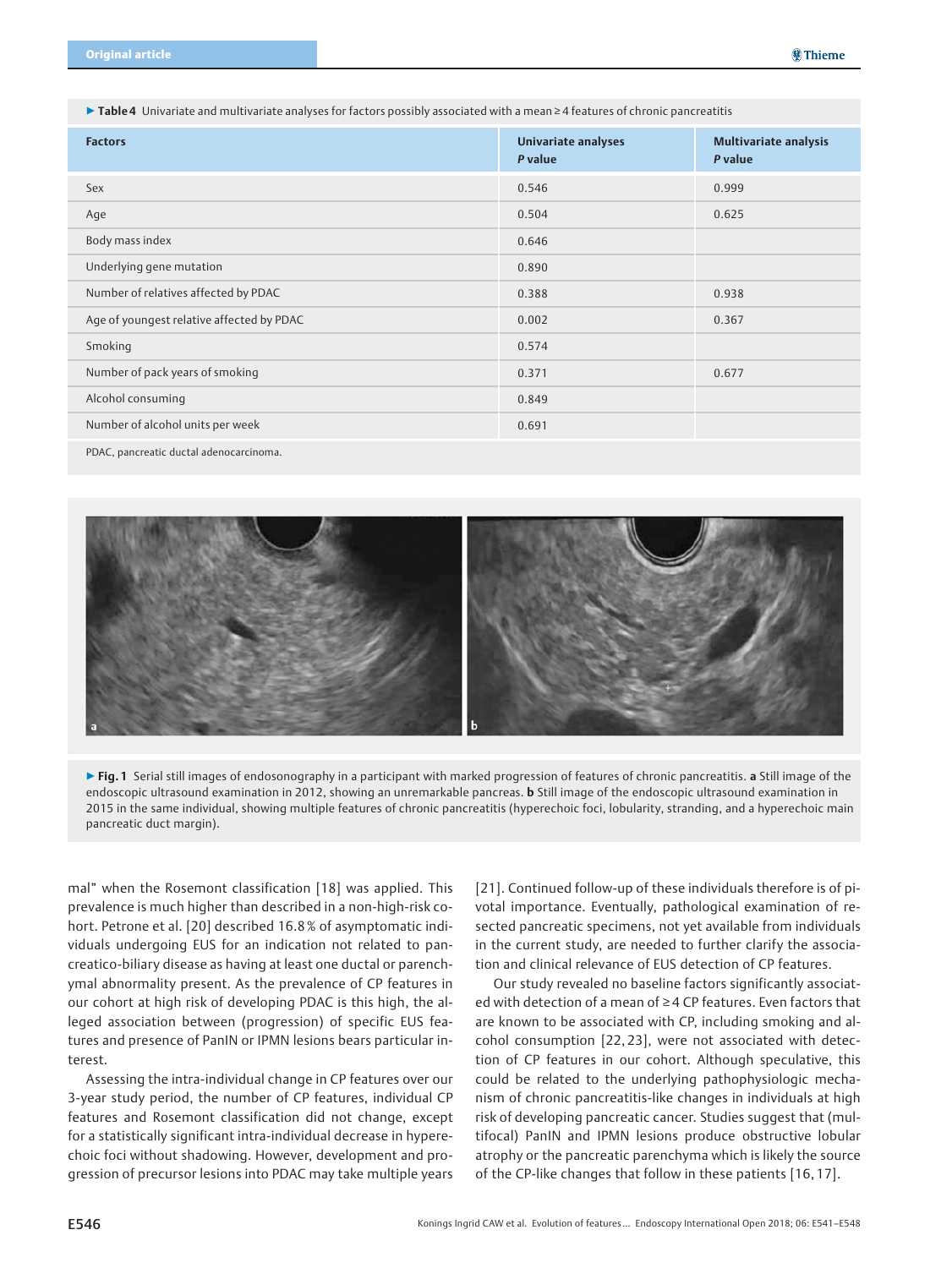▶ **Table 4** Univariate and multivariate analyses for factors possibly associated with a mean ≥ 4 features of chronic pancreatitis

| Factors | Univariate analyses *P* value | Multivariate analysis *P* value |
|---|---|---|
| Sex | 0.546 | 0.999 |
| Age | 0.504 | 0.625 |
| Body mass index | 0.646 | |
| Underlying gene mutation | 0.890 | |
| Number of relatives affected by PDAC | 0.388 | 0.938 |
| Age of youngest relative affected by PDAC | 0.002 | 0.367 |
| Smoking | 0.574 | |
| Number of pack years of smoking | 0.371 | 0.677 |
| Alcohol consuming | 0.849 | |
| Number of alcohol units per week | 0.691 | |

PDAC, pancreatic ductal adenocarcinoma.

▶ **Fig. 1** Serial still images of endosonography in a participant with marked progression of features of chronic pancreatitis. **a** Still image of the endoscopic ultrasound examination in 2012, showing an unremarkable pancreas. **b** Still image of the endoscopic ultrasound examination in 2015 in the same individual, showing multiple features of chronic pancreatitis (hyperechoic foci, lobularity, stranding, and a hyperechoic main pancreatic duct margin).

mal" when the Rosemont classification [18] was applied. This prevalence is much higher than described in a non-high-risk cohort. Petrone et al. [20] described 16.8 % of asymptomatic individuals undergoing EUS for an indication not related to pancreatico-biliary disease as having at least one ductal or parenchymal abnormality present. As the prevalence of CP features in our cohort at high risk of developing PDAC is this high, the alleged association between (progression) of specific EUS features and presence of PanIN or IPMN lesions bears particular interest.

Assessing the intra-individual change in CP features over our 3-year study period, the number of CP features, individual CP features and Rosemont classification did not change, except for a statistically significant intra-individual decrease in hyperechoic foci without shadowing. However, development and progression of precursor lesions into PDAC may take multiple years [21]. Continued follow-up of these individuals therefore is of pivotal importance. Eventually, pathological examination of resected pancreatic specimens, not yet available from individuals in the current study, are needed to further clarify the association and clinical relevance of EUS detection of CP features.

Our study revealed no baseline factors significantly associated with detection of a mean of ≥ 4 CP features. Even factors that are known to be associated with CP, including smoking and alcohol consumption [22, 23], were not associated with detection of CP features in our cohort. Although speculative, this could be related to the underlying pathophysiologic mechanism of chronic pancreatitis-like changes in individuals at high risk of developing pancreatic cancer. Studies suggest that (multifocal) PanIN and IPMN lesions produce obstructive lobular atrophy or the pancreatic parenchyma which is likely the source of the CP-like changes that follow in these patients [16, 17].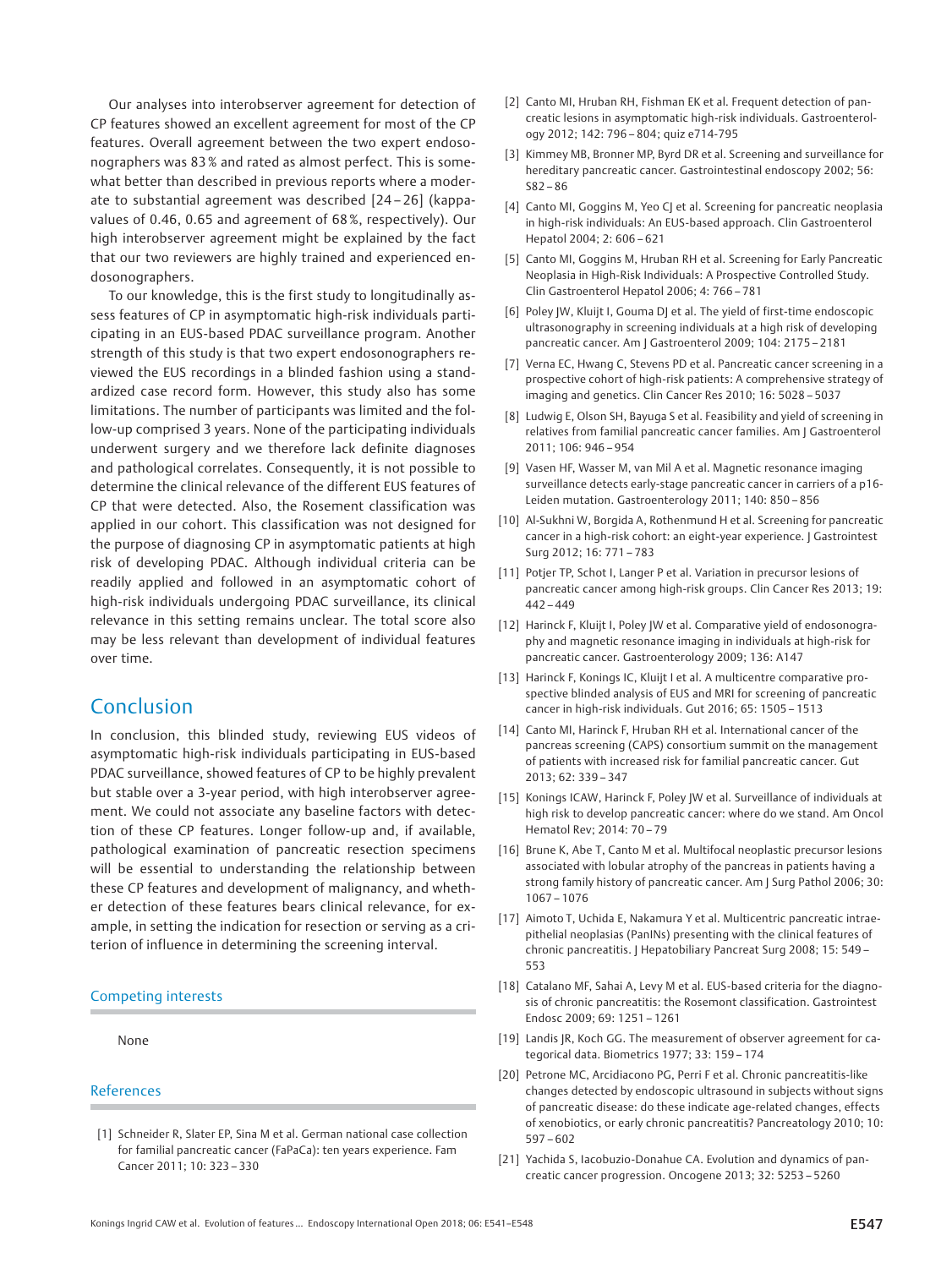Our analyses into interobserver agreement for detection of CP features showed an excellent agreement for most of the CP features. Overall agreement between the two expert endosonographers was 83 % and rated as almost perfect. This is somewhat better than described in previous reports where a moderate to substantial agreement was described [24 – 26] (kappa-values of 0.46, 0.65 and agreement of 68 %, respectively). Our high interobserver agreement might be explained by the fact that our two reviewers are highly trained and experienced endosonographers.

To our knowledge, this is the first study to longitudinally assess features of CP in asymptomatic high-risk individuals participating in an EUS-based PDAC surveillance program. Another strength of this study is that two expert endosonographers reviewed the EUS recordings in a blinded fashion using a standardized case record form. However, this study also has some limitations. The number of participants was limited and the follow-up comprised 3 years. None of the participating individuals underwent surgery and we therefore lack definite diagnoses and pathological correlates. Consequently, it is not possible to determine the clinical relevance of the different EUS features of CP that were detected. Also, the Rosement classification was applied in our cohort. This classification was not designed for the purpose of diagnosing CP in asymptomatic patients at high risk of developing PDAC. Although individual criteria can be readily applied and followed in an asymptomatic cohort of high-risk individuals undergoing PDAC surveillance, its clinical relevance in this setting remains unclear. The total score also may be less relevant than development of individual features over time.

## Conclusion

In conclusion, this blinded study, reviewing EUS videos of asymptomatic high-risk individuals participating in EUS-based PDAC surveillance, showed features of CP to be highly prevalent but stable over a 3-year period, with high interobserver agreement. We could not associate any baseline factors with detection of these CP features. Longer follow-up and, if available, pathological examination of pancreatic resection specimens will be essential to understanding the relationship between these CP features and development of malignancy, and whether detection of these features bears clinical relevance, for example, in setting the indication for resection or serving as a criterion of influence in determining the screening interval.

### Competing interests

None

### References

[1] Schneider R, Slater EP, Sina M et al. German national case collection for familial pancreatic cancer (FaPaCa): ten years experience. Fam Cancer 2011; 10: 323 – 330

[2] Canto MI, Hruban RH, Fishman EK et al. Frequent detection of pancreatic lesions in asymptomatic high-risk individuals. Gastroenterology 2012; 142: 796 – 804; quiz e714-795

[3] Kimmey MB, Bronner MP, Byrd DR et al. Screening and surveillance for hereditary pancreatic cancer. Gastrointestinal endoscopy 2002; 56: S82 – 86

[4] Canto MI, Goggins M, Yeo CJ et al. Screening for pancreatic neoplasia in high-risk individuals: An EUS-based approach. Clin Gastroenterol Hepatol 2004; 2: 606 – 621

[5] Canto MI, Goggins M, Hruban RH et al. Screening for Early Pancreatic Neoplasia in High-Risk Individuals: A Prospective Controlled Study. Clin Gastroenterol Hepatol 2006; 4: 766 – 781

[6] Poley JW, Kluijt I, Gouma DJ et al. The yield of first-time endoscopic ultrasonography in screening individuals at a high risk of developing pancreatic cancer. Am J Gastroenterol 2009; 104: 2175 – 2181

[7] Verna EC, Hwang C, Stevens PD et al. Pancreatic cancer screening in a prospective cohort of high-risk patients: A comprehensive strategy of imaging and genetics. Clin Cancer Res 2010; 16: 5028 – 5037

[8] Ludwig E, Olson SH, Bayuga S et al. Feasibility and yield of screening in relatives from familial pancreatic cancer families. Am J Gastroenterol 2011; 106: 946 – 954

[9] Vasen HF, Wasser M, van Mil A et al. Magnetic resonance imaging surveillance detects early-stage pancreatic cancer in carriers of a p16-Leiden mutation. Gastroenterology 2011; 140: 850 – 856

[10] Al-Sukhni W, Borgida A, Rothenmund H et al. Screening for pancreatic cancer in a high-risk cohort: an eight-year experience. J Gastrointest Surg 2012; 16: 771 – 783

[11] Potjer TP, Schot I, Langer P et al. Variation in precursor lesions of pancreatic cancer among high-risk groups. Clin Cancer Res 2013; 19: 442 – 449

[12] Harinck F, Kluijt I, Poley JW et al. Comparative yield of endosonography and magnetic resonance imaging in individuals at high-risk for pancreatic cancer. Gastroenterology 2009; 136: A147

[13] Harinck F, Konings IC, Kluijt I et al. A multicentre comparative prospective blinded analysis of EUS and MRI for screening of pancreatic cancer in high-risk individuals. Gut 2016; 65: 1505 – 1513

[14] Canto MI, Harinck F, Hruban RH et al. International cancer of the pancreas screening (CAPS) consortium summit on the management of patients with increased risk for familial pancreatic cancer. Gut 2013; 62: 339 – 347

[15] Konings ICAW, Harinck F, Poley JW et al. Surveillance of individuals at high risk to develop pancreatic cancer: where do we stand. Am Oncol Hematol Rev; 2014: 70 – 79

[16] Brune K, Abe T, Canto M et al. Multifocal neoplastic precursor lesions associated with lobular atrophy of the pancreas in patients having a strong family history of pancreatic cancer. Am J Surg Pathol 2006; 30: 1067 – 1076

[17] Aimoto T, Uchida E, Nakamura Y et al. Multicentric pancreatic intraepithelial neoplasias (PanINs) presenting with the clinical features of chronic pancreatitis. J Hepatobiliary Pancreat Surg 2008; 15: 549 – 553

[18] Catalano MF, Sahai A, Levy M et al. EUS-based criteria for the diagnosis of chronic pancreatitis: the Rosemont classification. Gastrointest Endosc 2009; 69: 1251 – 1261

[19] Landis JR, Koch GG. The measurement of observer agreement for categorical data. Biometrics 1977; 33: 159 – 174

[20] Petrone MC, Arcidiacono PG, Perri F et al. Chronic pancreatitis-like changes detected by endoscopic ultrasound in subjects without signs of pancreatic disease: do these indicate age-related changes, effects of xenobiotics, or early chronic pancreatitis? Pancreatology 2010; 10: 597 – 602

[21] Yachida S, Iacobuzio-Donahue CA. Evolution and dynamics of pancreatic cancer progression. Oncogene 2013; 32: 5253 – 5260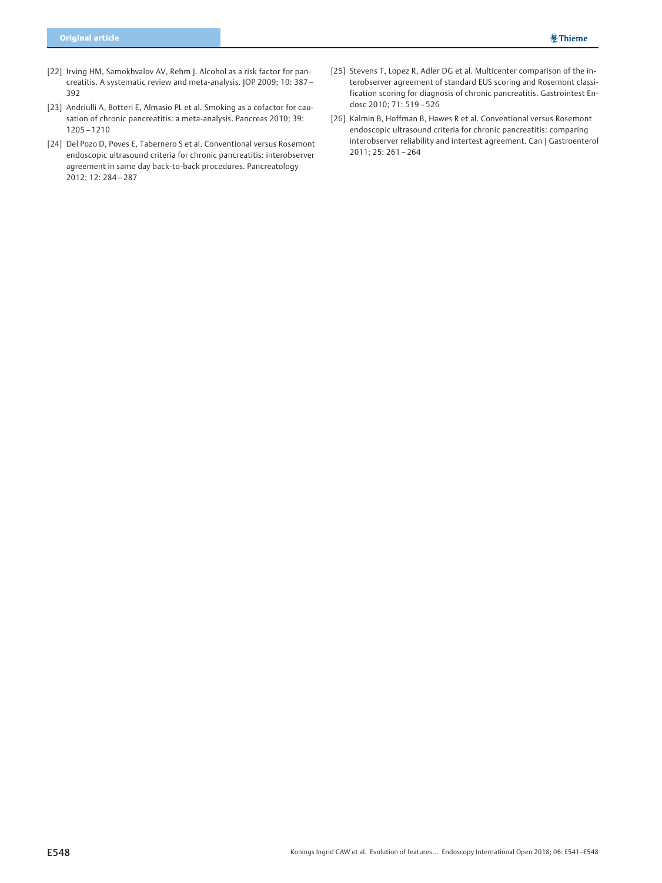[22] Irving HM, Samokhvalov AV, Rehm J. Alcohol as a risk factor for pancreatitis. A systematic review and meta-analysis. JOP 2009; 10: 387 – 392

[23] Andriulli A, Botteri E, Almasio PL et al. Smoking as a cofactor for causation of chronic pancreatitis: a meta-analysis. Pancreas 2010; 39: 1205 – 1210

[24] Del Pozo D, Poves E, Tabernero S et al. Conventional versus Rosemont endoscopic ultrasound criteria for chronic pancreatitis: interobserver agreement in same day back-to-back procedures. Pancreatology 2012; 12: 284 – 287

[25] Stevens T, Lopez R, Adler DG et al. Multicenter comparison of the interobserver agreement of standard EUS scoring and Rosemont classification scoring for diagnosis of chronic pancreatitis. Gastrointest Endosc 2010; 71: 519 – 526

[26] Kalmin B, Hoffman B, Hawes R et al. Conventional versus Rosemont endoscopic ultrasound criteria for chronic pancreatitis: comparing interobserver reliability and intertest agreement. Can J Gastroenterol 2011; 25: 261 – 264